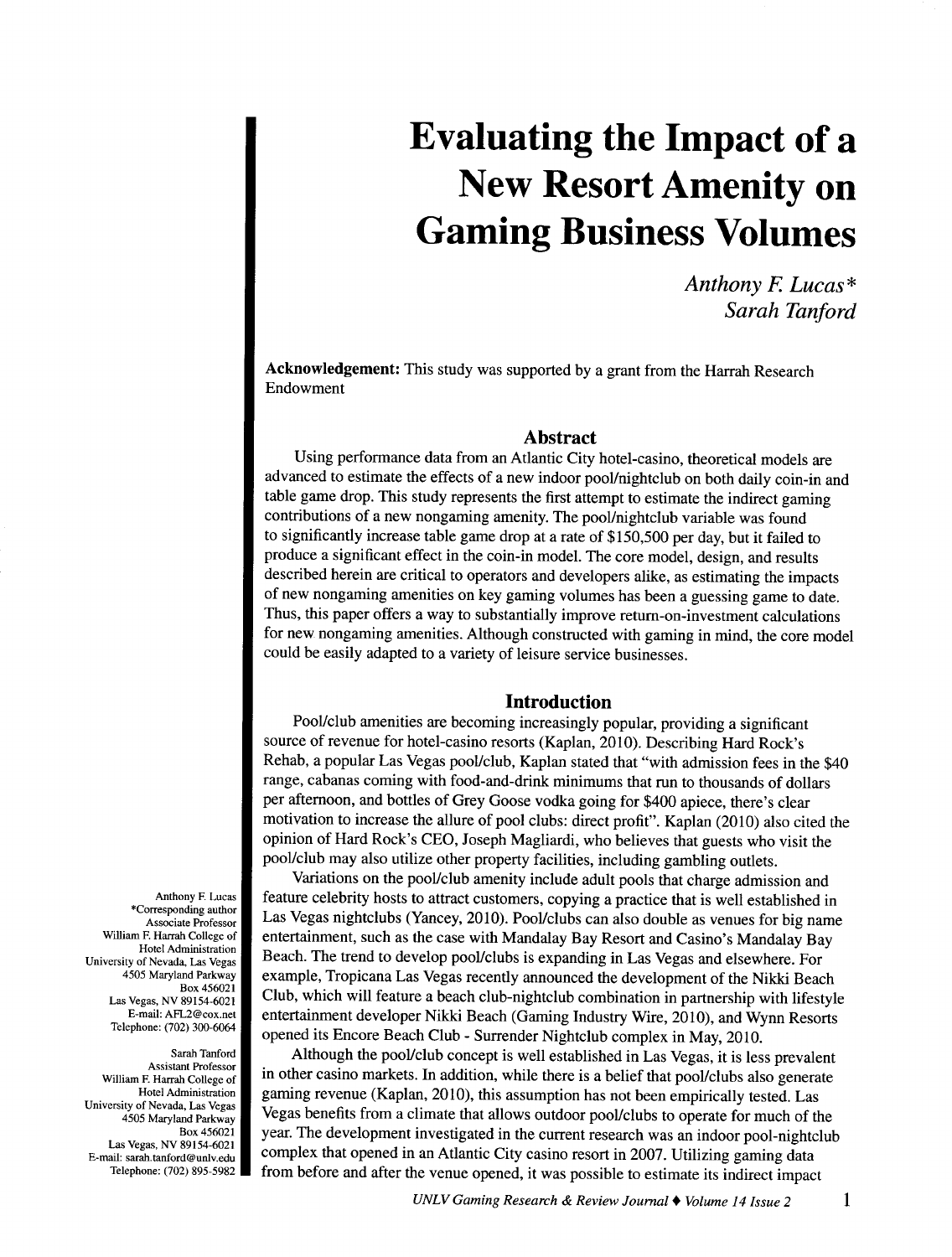# Evaluating the Impact of a New Resort Amenity on Gaming Business Volumes

*Anthony F. Lucas**
*Sarah Tanford*

**Acknowledgement:** This study was supported by a grant from the Harrah Research Endowment

## Abstract

Using performance data from an Atlantic City hotel-casino, theoretical models are advanced to estimate the effects of a new indoor pool/nightclub on both daily coin-in and table game drop. This study represents the first attempt to estimate the indirect gaming contributions of a new nongaming amenity. The pool/nightclub variable was found to significantly increase table game drop at a rate of $150,500 per day, but it failed to produce a significant effect in the coin-in model. The core model, design, and results described herein are critical to operators and developers alike, as estimating the impacts of new nongaming amenities on key gaming volumes has been a guessing game to date. Thus, this paper offers a way to substantially improve return-on-investment calculations for new nongaming amenities. Although constructed with gaming in mind, the core model could be easily adapted to a variety of leisure service businesses.

## Introduction

Pool/club amenities are becoming increasingly popular, providing a significant source of revenue for hotel-casino resorts (Kaplan, 2010). Describing Hard Rock's Rehab, a popular Las Vegas pool/club, Kaplan stated that "with admission fees in the $40 range, cabanas coming with food-and-drink minimums that run to thousands of dollars per afternoon, and bottles of Grey Goose vodka going for $400 apiece, there's clear motivation to increase the allure of pool clubs: direct profit". Kaplan (2010) also cited the opinion of Hard Rock's CEO, Joseph Magliardi, who believes that guests who visit the pool/club may also utilize other property facilities, including gambling outlets.

Variations on the pool/club amenity include adult pools that charge admission and feature celebrity hosts to attract customers, copying a practice that is well established in Las Vegas nightclubs (Yancey, 2010). Pool/clubs can also double as venues for big name entertainment, such as the case with Mandalay Bay Resort and Casino's Mandalay Bay Beach. The trend to develop pool/clubs is expanding in Las Vegas and elsewhere. For example, Tropicana Las Vegas recently announced the development of the Nikki Beach Club, which will feature a beach club-nightclub combination in partnership with lifestyle entertainment developer Nikki Beach (Gaming Industry Wire, 2010), and Wynn Resorts opened its Encore Beach Club - Surrender Nightclub complex in May, 2010.

Although the pool/club concept is well established in Las Vegas, it is less prevalent in other casino markets. In addition, while there is a belief that pool/clubs also generate gaming revenue (Kaplan, 2010), this assumption has not been empirically tested. Las Vegas benefits from a climate that allows outdoor pool/clubs to operate for much of the year. The development investigated in the current research was an indoor pool-nightclub complex that opened in an Atlantic City casino resort in 2007. Utilizing gaming data from before and after the venue opened, it was possible to estimate its indirect impact

Anthony F. Lucas
*Corresponding author
Associate Professor
William F. Harrah College of Hotel Administration
University of Nevada, Las Vegas
4505 Maryland Parkway
Box 456021
Las Vegas, NV 89154-6021
E-mail: AFL2@cox.net
Telephone: (702) 300-6064

Sarah Tanford
Assistant Professor
William F. Harrah College of Hotel Administration
University of Nevada, Las Vegas
4505 Maryland Parkway
Box 456021
Las Vegas, NV 89154-6021
E-mail: sarah.tanford@unlv.edu
Telephone: (702) 895-5982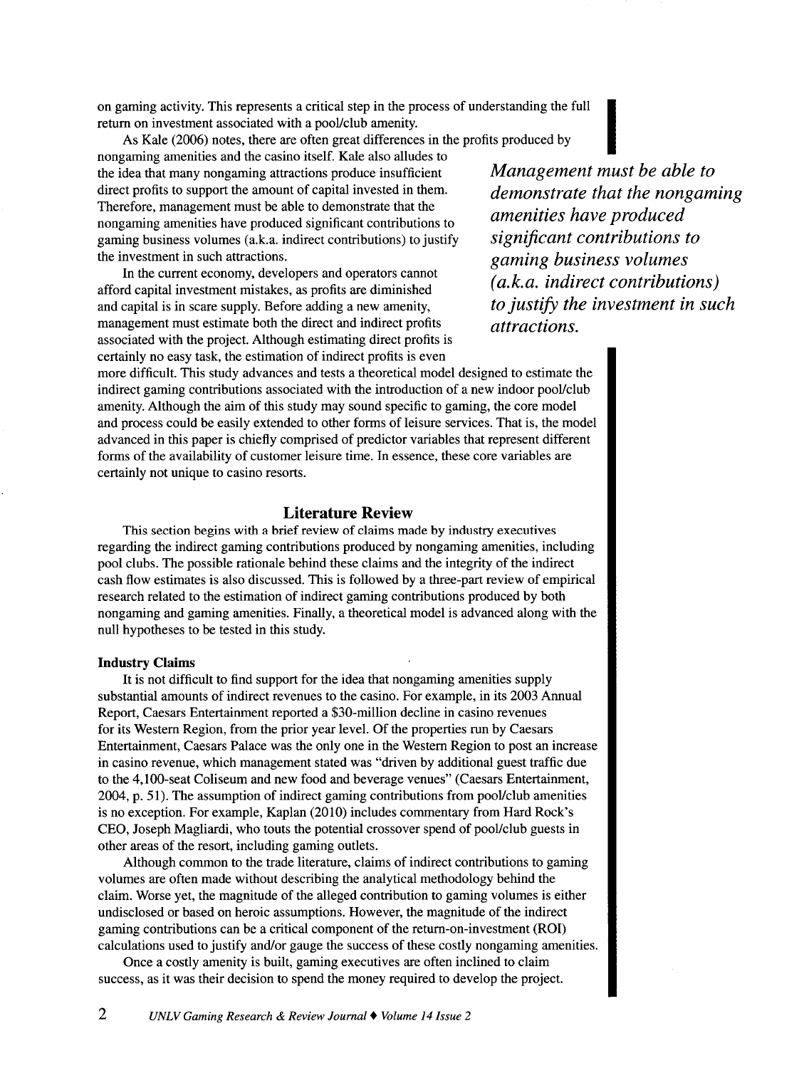on gaming activity. This represents a critical step in the process of understanding the full return on investment associated with a pool/club amenity.

As Kale (2006) notes, there are often great differences in the profits produced by nongaming amenities and the casino itself. Kale also alludes to the idea that many nongaming attractions produce insufficient direct profits to support the amount of capital invested in them. Therefore, management must be able to demonstrate that the nongaming amenities have produced significant contributions to gaming business volumes (a.k.a. indirect contributions) to justify the investment in such attractions.

> ***Management must be able to demonstrate that the nongaming amenities have produced significant contributions to gaming business volumes (a.k.a. indirect contributions) to justify the investment in such attractions.***

In the current economy, developers and operators cannot afford capital investment mistakes, as profits are diminished and capital is in scare supply. Before adding a new amenity, management must estimate both the direct and indirect profits associated with the project. Although estimating direct profits is certainly no easy task, the estimation of indirect profits is even more difficult. This study advances and tests a theoretical model designed to estimate the indirect gaming contributions associated with the introduction of a new indoor pool/club amenity. Although the aim of this study may sound specific to gaming, the core model and process could be easily extended to other forms of leisure services. That is, the model advanced in this paper is chiefly comprised of predictor variables that represent different forms of the availability of customer leisure time. In essence, these core variables are certainly not unique to casino resorts.

## Literature Review

This section begins with a brief review of claims made by industry executives regarding the indirect gaming contributions produced by nongaming amenities, including pool clubs. The possible rationale behind these claims and the integrity of the indirect cash flow estimates is also discussed. This is followed by a three-part review of empirical research related to the estimation of indirect gaming contributions produced by both nongaming and gaming amenities. Finally, a theoretical model is advanced along with the null hypotheses to be tested in this study.

### Industry Claims

It is not difficult to find support for the idea that nongaming amenities supply substantial amounts of indirect revenues to the casino. For example, in its 2003 Annual Report, Caesars Entertainment reported a $30-million decline in casino revenues for its Western Region, from the prior year level. Of the properties run by Caesars Entertainment, Caesars Palace was the only one in the Western Region to post an increase in casino revenue, which management stated was "driven by additional guest traffic due to the 4,100-seat Coliseum and new food and beverage venues" (Caesars Entertainment, 2004, p. 51). The assumption of indirect gaming contributions from pool/club amenities is no exception. For example, Kaplan (2010) includes commentary from Hard Rock's CEO, Joseph Magliardi, who touts the potential crossover spend of pool/club guests in other areas of the resort, including gaming outlets.

Although common to the trade literature, claims of indirect contributions to gaming volumes are often made without describing the analytical methodology behind the claim. Worse yet, the magnitude of the alleged contribution to gaming volumes is either undisclosed or based on heroic assumptions. However, the magnitude of the indirect gaming contributions can be a critical component of the return-on-investment (ROI) calculations used to justify and/or gauge the success of these costly nongaming amenities.

Once a costly amenity is built, gaming executives are often inclined to claim success, as it was their decision to spend the money required to develop the project.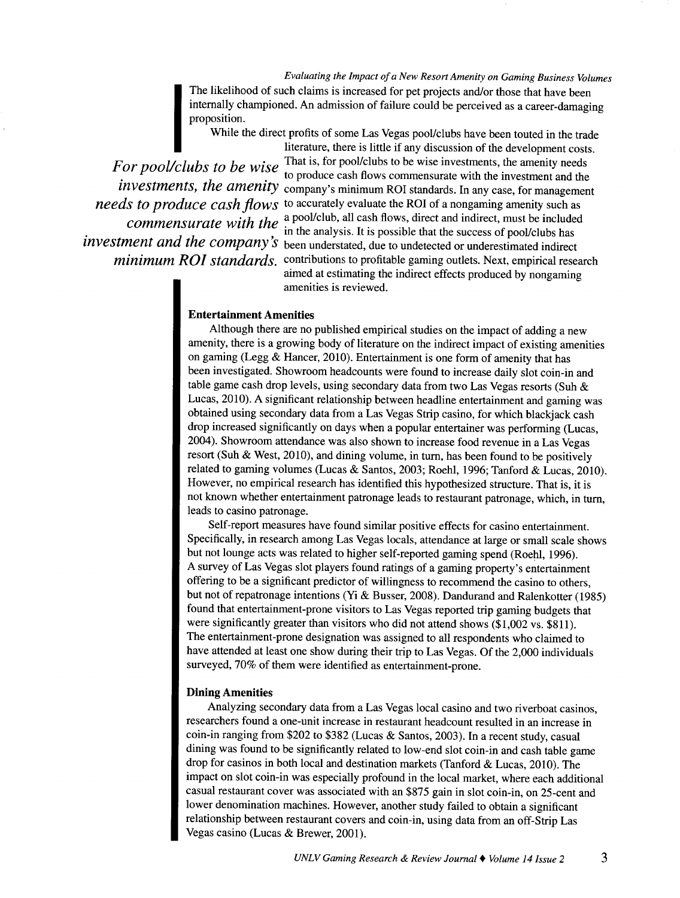The likelihood of such claims is increased for pet projects and/or those that have been internally championed. An admission of failure could be perceived as a career-damaging proposition.

While the direct profits of some Las Vegas pool/clubs have been touted in the trade literature, there is little if any discussion of the development costs. That is, for pool/clubs to be wise investments, the amenity needs to produce cash flows commensurate with the investment and the company's minimum ROI standards. In any case, for management to accurately evaluate the ROI of a nongaming amenity such as a pool/club, all cash flows, direct and indirect, must be included in the analysis. It is possible that the success of pool/clubs has been understated, due to undetected or underestimated indirect contributions to profitable gaming outlets. Next, empirical research aimed at estimating the indirect effects produced by nongaming amenities is reviewed.

*For pool/clubs to be wise investments, the amenity needs to produce cash flows commensurate with the investment and the company's minimum ROI standards.*

### Entertainment Amenities

Although there are no published empirical studies on the impact of adding a new amenity, there is a growing body of literature on the indirect impact of existing amenities on gaming (Legg & Hancer, 2010). Entertainment is one form of amenity that has been investigated. Showroom headcounts were found to increase daily slot coin-in and table game cash drop levels, using secondary data from two Las Vegas resorts (Suh & Lucas, 2010). A significant relationship between headline entertainment and gaming was obtained using secondary data from a Las Vegas Strip casino, for which blackjack cash drop increased significantly on days when a popular entertainer was performing (Lucas, 2004). Showroom attendance was also shown to increase food revenue in a Las Vegas resort (Suh & West, 2010), and dining volume, in turn, has been found to be positively related to gaming volumes (Lucas & Santos, 2003; Roehl, 1996; Tanford & Lucas, 2010). However, no empirical research has identified this hypothesized structure. That is, it is not known whether entertainment patronage leads to restaurant patronage, which, in turn, leads to casino patronage.

Self-report measures have found similar positive effects for casino entertainment. Specifically, in research among Las Vegas locals, attendance at large or small scale shows but not lounge acts was related to higher self-reported gaming spend (Roehl, 1996). A survey of Las Vegas slot players found ratings of a gaming property's entertainment offering to be a significant predictor of willingness to recommend the casino to others, but not of repatronage intentions (Yi & Busser, 2008). Dandurand and Ralenkotter (1985) found that entertainment-prone visitors to Las Vegas reported trip gaming budgets that were significantly greater than visitors who did not attend shows ($1,002 vs. $811). The entertainment-prone designation was assigned to all respondents who claimed to have attended at least one show during their trip to Las Vegas. Of the 2,000 individuals surveyed, 70% of them were identified as entertainment-prone.

### Dining Amenities

Analyzing secondary data from a Las Vegas local casino and two riverboat casinos, researchers found a one-unit increase in restaurant headcount resulted in an increase in coin-in ranging from $202 to $382 (Lucas & Santos, 2003). In a recent study, casual dining was found to be significantly related to low-end slot coin-in and cash table game drop for casinos in both local and destination markets (Tanford & Lucas, 2010). The impact on slot coin-in was especially profound in the local market, where each additional casual restaurant cover was associated with an $875 gain in slot coin-in, on 25-cent and lower denomination machines. However, another study failed to obtain a significant relationship between restaurant covers and coin-in, using data from an off-Strip Las Vegas casino (Lucas & Brewer, 2001).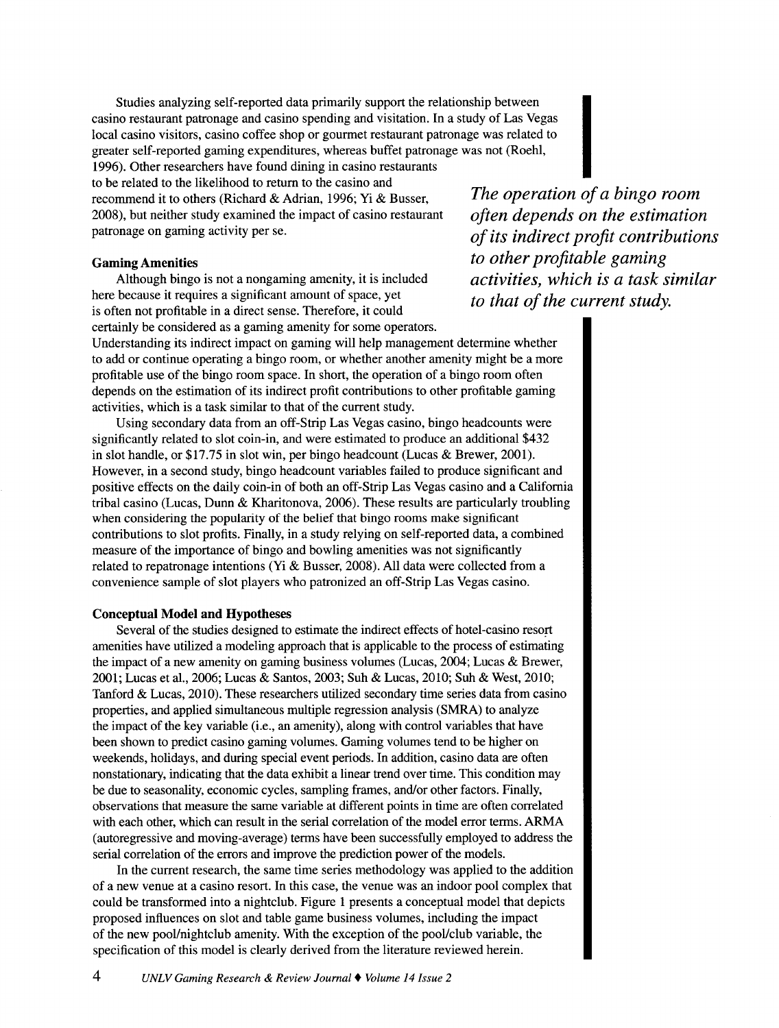Studies analyzing self-reported data primarily support the relationship between casino restaurant patronage and casino spending and visitation. In a study of Las Vegas local casino visitors, casino coffee shop or gourmet restaurant patronage was related to greater self-reported gaming expenditures, whereas buffet patronage was not (Roehl, 1996). Other researchers have found dining in casino restaurants to be related to the likelihood to return to the casino and recommend it to others (Richard & Adrian, 1996; Yi & Busser, 2008), but neither study examined the impact of casino restaurant patronage on gaming activity per se.

*The operation of a bingo room often depends on the estimation of its indirect profit contributions to other profitable gaming activities, which is a task similar to that of the current study.*

### Gaming Amenities

Although bingo is not a nongaming amenity, it is included here because it requires a significant amount of space, yet is often not profitable in a direct sense. Therefore, it could certainly be considered as a gaming amenity for some operators. Understanding its indirect impact on gaming will help management determine whether to add or continue operating a bingo room, or whether another amenity might be a more profitable use of the bingo room space. In short, the operation of a bingo room often depends on the estimation of its indirect profit contributions to other profitable gaming activities, which is a task similar to that of the current study.

Using secondary data from an off-Strip Las Vegas casino, bingo headcounts were significantly related to slot coin-in, and were estimated to produce an additional $432 in slot handle, or $17.75 in slot win, per bingo headcount (Lucas & Brewer, 2001). However, in a second study, bingo headcount variables failed to produce significant and positive effects on the daily coin-in of both an off-Strip Las Vegas casino and a California tribal casino (Lucas, Dunn & Kharitonova, 2006). These results are particularly troubling when considering the popularity of the belief that bingo rooms make significant contributions to slot profits. Finally, in a study relying on self-reported data, a combined measure of the importance of bingo and bowling amenities was not significantly related to repatronage intentions (Yi & Busser, 2008). All data were collected from a convenience sample of slot players who patronized an off-Strip Las Vegas casino.

### Conceptual Model and Hypotheses

Several of the studies designed to estimate the indirect effects of hotel-casino resort amenities have utilized a modeling approach that is applicable to the process of estimating the impact of a new amenity on gaming business volumes (Lucas, 2004; Lucas & Brewer, 2001; Lucas et al., 2006; Lucas & Santos, 2003; Suh & Lucas, 2010; Suh & West, 2010; Tanford & Lucas, 2010). These researchers utilized secondary time series data from casino properties, and applied simultaneous multiple regression analysis (SMRA) to analyze the impact of the key variable (i.e., an amenity), along with control variables that have been shown to predict casino gaming volumes. Gaming volumes tend to be higher on weekends, holidays, and during special event periods. In addition, casino data are often nonstationary, indicating that the data exhibit a linear trend over time. This condition may be due to seasonality, economic cycles, sampling frames, and/or other factors. Finally, observations that measure the same variable at different points in time are often correlated with each other, which can result in the serial correlation of the model error terms. ARMA (autoregressive and moving-average) terms have been successfully employed to address the serial correlation of the errors and improve the prediction power of the models.

In the current research, the same time series methodology was applied to the addition of a new venue at a casino resort. In this case, the venue was an indoor pool complex that could be transformed into a nightclub. Figure 1 presents a conceptual model that depicts proposed influences on slot and table game business volumes, including the impact of the new pool/nightclub amenity. With the exception of the pool/club variable, the specification of this model is clearly derived from the literature reviewed herein.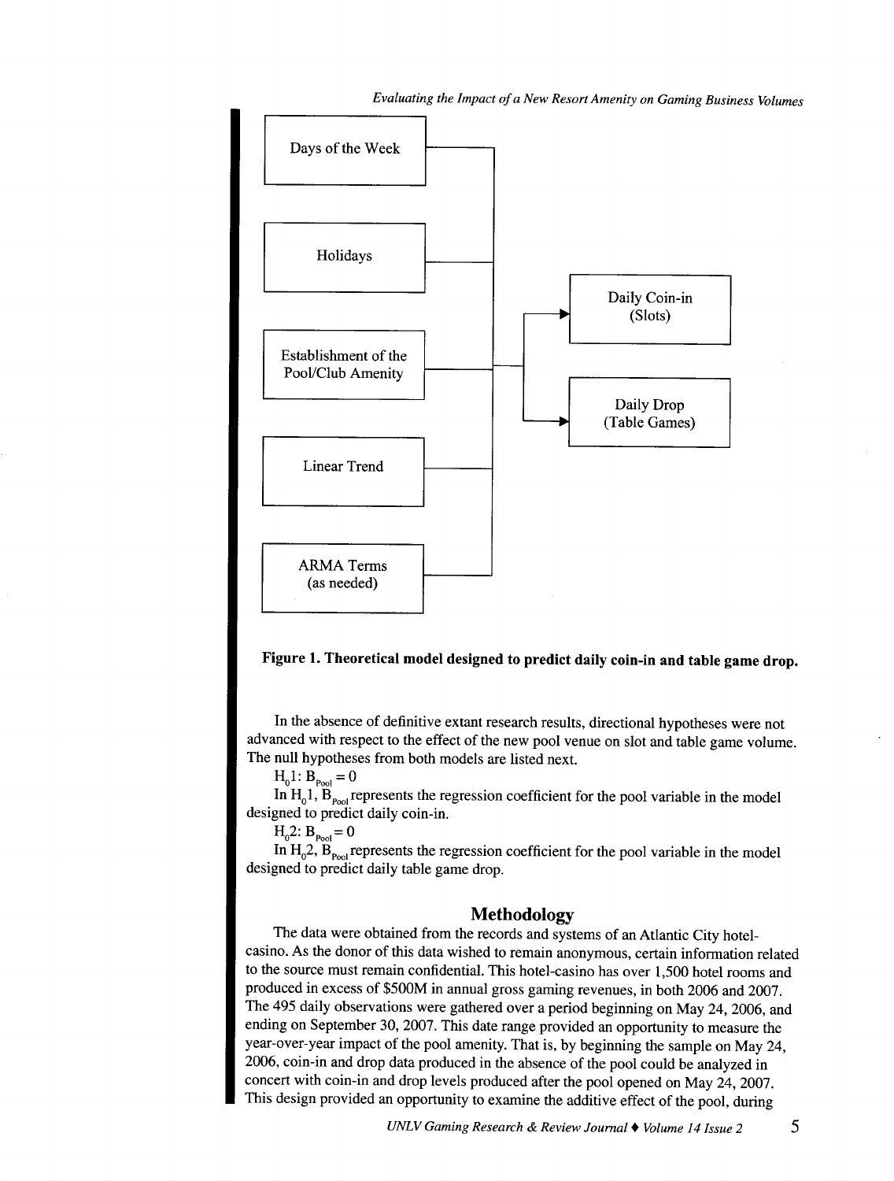Days of the Week

Holidays

Establishment of the Pool/Club Amenity

Linear Trend

ARMA Terms (as needed)

Daily Coin-in (Slots)

Daily Drop (Table Games)

**Figure 1. Theoretical model designed to predict daily coin-in and table game drop.**

In the absence of definitive extant research results, directional hypotheses were not advanced with respect to the effect of the new pool venue on slot and table game volume. The null hypotheses from both models are listed next.

$H_0 1$: $B_{Pool} = 0$

In $H_0 1$, $B_{Pool}$ represents the regression coefficient for the pool variable in the model designed to predict daily coin-in.

$H_0 2$: $B_{Pool} = 0$

In $H_0 2$, $B_{Pool}$ represents the regression coefficient for the pool variable in the model designed to predict daily table game drop.

## Methodology

The data were obtained from the records and systems of an Atlantic City hotel-casino. As the donor of this data wished to remain anonymous, certain information related to the source must remain confidential. This hotel-casino has over 1,500 hotel rooms and produced in excess of \$500M in annual gross gaming revenues, in both 2006 and 2007. The 495 daily observations were gathered over a period beginning on May 24, 2006, and ending on September 30, 2007. This date range provided an opportunity to measure the year-over-year impact of the pool amenity. That is, by beginning the sample on May 24, 2006, coin-in and drop data produced in the absence of the pool could be analyzed in concert with coin-in and drop levels produced after the pool opened on May 24, 2007. This design provided an opportunity to examine the additive effect of the pool, during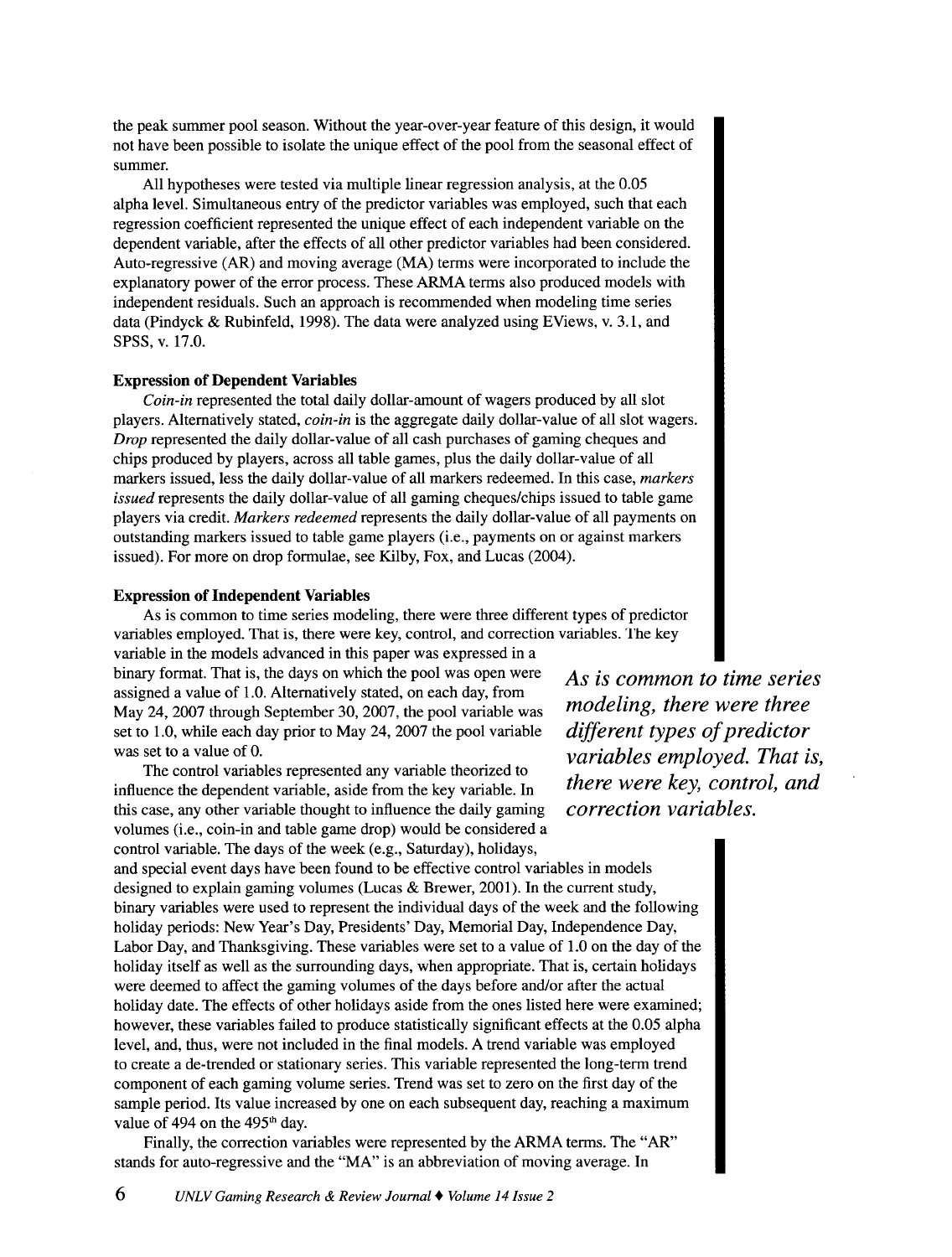the peak summer pool season. Without the year-over-year feature of this design, it would not have been possible to isolate the unique effect of the pool from the seasonal effect of summer.

All hypotheses were tested via multiple linear regression analysis, at the 0.05 alpha level. Simultaneous entry of the predictor variables was employed, such that each regression coefficient represented the unique effect of each independent variable on the dependent variable, after the effects of all other predictor variables had been considered. Auto-regressive (AR) and moving average (MA) terms were incorporated to include the explanatory power of the error process. These ARMA terms also produced models with independent residuals. Such an approach is recommended when modeling time series data (Pindyck & Rubinfeld, 1998). The data were analyzed using EViews, v. 3.1, and SPSS, v. 17.0.

### Expression of Dependent Variables

*Coin-in* represented the total daily dollar-amount of wagers produced by all slot players. Alternatively stated, *coin-in* is the aggregate daily dollar-value of all slot wagers. *Drop* represented the daily dollar-value of all cash purchases of gaming cheques and chips produced by players, across all table games, plus the daily dollar-value of all markers issued, less the daily dollar-value of all markers redeemed. In this case, *markers issued* represents the daily dollar-value of all gaming cheques/chips issued to table game players via credit. *Markers redeemed* represents the daily dollar-value of all payments on outstanding markers issued to table game players (i.e., payments on or against markers issued). For more on drop formulae, see Kilby, Fox, and Lucas (2004).

### Expression of Independent Variables

As is common to time series modeling, there were three different types of predictor variables employed. That is, there were key, control, and correction variables. The key variable in the models advanced in this paper was expressed in a binary format. That is, the days on which the pool was open were assigned a value of 1.0. Alternatively stated, on each day, from May 24, 2007 through September 30, 2007, the pool variable was set to 1.0, while each day prior to May 24, 2007 the pool variable was set to a value of 0.

***As is common to time series modeling, there were three different types of predictor variables employed. That is, there were key, control, and correction variables.***

The control variables represented any variable theorized to influence the dependent variable, aside from the key variable. In this case, any other variable thought to influence the daily gaming volumes (i.e., coin-in and table game drop) would be considered a control variable. The days of the week (e.g., Saturday), holidays, and special event days have been found to be effective control variables in models designed to explain gaming volumes (Lucas & Brewer, 2001). In the current study, binary variables were used to represent the individual days of the week and the following holiday periods: New Year's Day, Presidents' Day, Memorial Day, Independence Day, Labor Day, and Thanksgiving. These variables were set to a value of 1.0 on the day of the holiday itself as well as the surrounding days, when appropriate. That is, certain holidays were deemed to affect the gaming volumes of the days before and/or after the actual holiday date. The effects of other holidays aside from the ones listed here were examined; however, these variables failed to produce statistically significant effects at the 0.05 alpha level, and, thus, were not included in the final models. A trend variable was employed to create a de-trended or stationary series. This variable represented the long-term trend component of each gaming volume series. Trend was set to zero on the first day of the sample period. Its value increased by one on each subsequent day, reaching a maximum value of 494 on the 495th day.

Finally, the correction variables were represented by the ARMA terms. The "AR" stands for auto-regressive and the "MA" is an abbreviation of moving average. In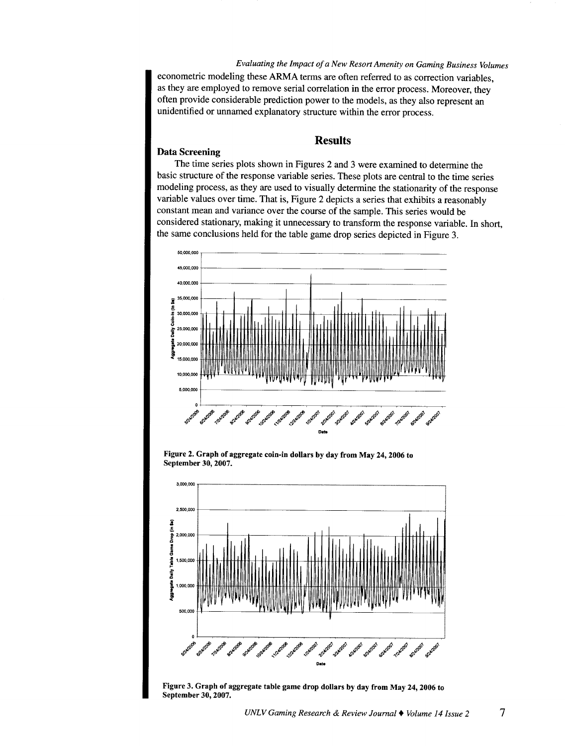econometric modeling these ARMA terms are often referred to as correction variables, as they are employed to remove serial correlation in the error process. Moreover, they often provide considerable prediction power to the models, as they also represent an unidentified or unnamed explanatory structure within the error process.

## Results

### Data Screening

The time series plots shown in Figures 2 and 3 were examined to determine the basic structure of the response variable series. These plots are central to the time series modeling process, as they are used to visually determine the stationarity of the response variable values over time. That is, Figure 2 depicts a series that exhibits a reasonably constant mean and variance over the course of the sample. This series would be considered stationary, making it unnecessary to transform the response variable. In short, the same conclusions held for the table game drop series depicted in Figure 3.

**Figure 2. Graph of aggregate coin-in dollars by day from May 24, 2006 to September 30, 2007.**

**Figure 3. Graph of aggregate table game drop dollars by day from May 24, 2006 to September 30, 2007.**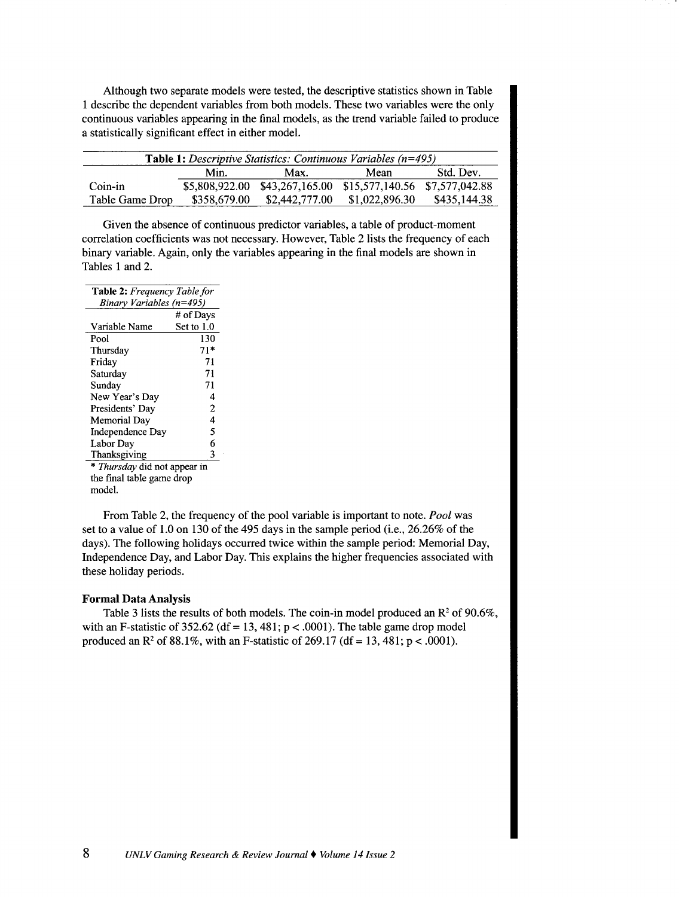Although two separate models were tested, the descriptive statistics shown in Table 1 describe the dependent variables from both models. These two variables were the only continuous variables appearing in the final models, as the trend variable failed to produce a statistically significant effect in either model.

**Table 1:** *Descriptive Statistics: Continuous Variables (n=495)*

| | Min. | Max. | Mean | Std. Dev. |
|---|---|---|---|---|
| Coin-in | $5,808,922.00 | $43,267,165.00 | $15,577,140.56 | $7,577,042.88 |
| Table Game Drop | $358,679.00 | $2,442,777.00 | $1,022,896.30 | $435,144.38 |

Given the absence of continuous predictor variables, a table of product-moment correlation coefficients was not necessary. However, Table 2 lists the frequency of each binary variable. Again, only the variables appearing in the final models are shown in Tables 1 and 2.

**Table 2:** *Frequency Table for Binary Variables (n=495)*

| Variable Name | # of Days Set to 1.0 |
|---|---|
| Pool | 130 |
| Thursday | 71* |
| Friday | 71 |
| Saturday | 71 |
| Sunday | 71 |
| New Year's Day | 4 |
| Presidents' Day | 2 |
| Memorial Day | 4 |
| Independence Day | 5 |
| Labor Day | 6 |
| Thanksgiving | 3 |

\* *Thursday* did not appear in the final table game drop model.

From Table 2, the frequency of the pool variable is important to note. *Pool* was set to a value of 1.0 on 130 of the 495 days in the sample period (i.e., 26.26% of the days). The following holidays occurred twice within the sample period: Memorial Day, Independence Day, and Labor Day. This explains the higher frequencies associated with these holiday periods.

**Formal Data Analysis**

Table 3 lists the results of both models. The coin-in model produced an $R^2$ of 90.6%, with an F-statistic of 352.62 (df = 13, 481; $p < .0001$). The table game drop model produced an $R^2$ of 88.1%, with an F-statistic of 269.17 (df = 13, 481; $p < .0001$).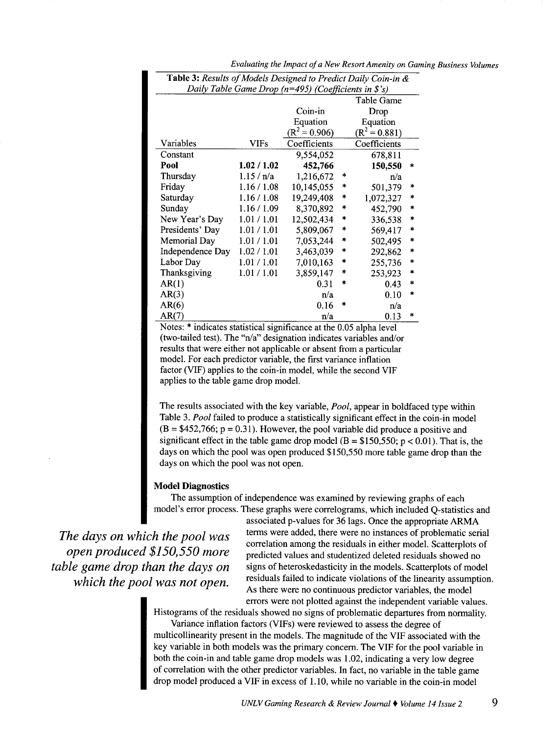**Table 3:** *Results of Models Designed to Predict Daily Coin-in & Daily Table Game Drop (n=495) (Coefficients in $'s)*

| Variables | VIFs | Coin-in Equation ($R^2 = 0.906$) Coefficients | | Table Game Drop Equation ($R^2 = 0.881$) Coefficients | |
|---|---|---|---|---|---|
| Constant | | 9,554,052 | | 678,811 | |
| **Pool** | **1.02 / 1.02** | **452,766** | | **150,550** | * |
| Thursday | 1.15 / n/a | 1,216,672 | * | n/a | |
| Friday | 1.16 / 1.08 | 10,145,055 | * | 501,379 | * |
| Saturday | 1.16 / 1.08 | 19,249,408 | * | 1,072,327 | * |
| Sunday | 1.16 / 1.09 | 8,370,892 | * | 452,790 | * |
| New Year's Day | 1.01 / 1.01 | 12,502,434 | * | 336,538 | * |
| Presidents' Day | 1.01 / 1.01 | 5,809,067 | * | 569,417 | * |
| Memorial Day | 1.01 / 1.01 | 7,053,244 | * | 502,495 | * |
| Independence Day | 1.02 / 1.01 | 3,463,039 | * | 292,862 | * |
| Labor Day | 1.01 / 1.01 | 7,010,163 | * | 255,736 | * |
| Thanksgiving | 1.01 / 1.01 | 3,859,147 | * | 253,923 | * |
| AR(1) | | 0.31 | * | 0.43 | * |
| AR(3) | | n/a | | 0.10 | * |
| AR(6) | | 0.16 | * | n/a | |
| AR(7) | | n/a | | 0.13 | * |

Notes: * indicates statistical significance at the 0.05 alpha level (two-tailed test). The "n/a" designation indicates variables and/or results that were either not applicable or absent from a particular model. For each predictor variable, the first variance inflation factor (VIF) applies to the coin-in model, while the second VIF applies to the table game drop model.

The results associated with the key variable, *Pool*, appear in boldfaced type within Table 3. *Pool* failed to produce a statistically significant effect in the coin-in model (B = $452,766; $p = 0.31$). However, the pool variable did produce a positive and significant effect in the table game drop model (B = $150,550; $p < 0.01$). That is, the days on which the pool was open produced $150,550 more table game drop than the days on which the pool was not open.

*The days on which the pool was open produced $150,550 more table game drop than the days on which the pool was not open.*

### Model Diagnostics

The assumption of independence was examined by reviewing graphs of each model's error process. These graphs were correlograms, which included Q-statistics and associated p-values for 36 lags. Once the appropriate ARMA terms were added, there were no instances of problematic serial correlation among the residuals in either model. Scatterplots of predicted values and studentized deleted residuals showed no signs of heteroskedasticity in the models. Scatterplots of model residuals failed to indicate violations of the linearity assumption. As there were no continuous predictor variables, the model errors were not plotted against the independent variable values. Histograms of the residuals showed no signs of problematic departures from normality.

Variance inflation factors (VIFs) were reviewed to assess the degree of multicollinearity present in the models. The magnitude of the VIF associated with the key variable in both models was the primary concern. The VIF for the pool variable in both the coin-in and table game drop models was 1.02, indicating a very low degree of correlation with the other predictor variables. In fact, no variable in the table game drop model produced a VIF in excess of 1.10, while no variable in the coin-in model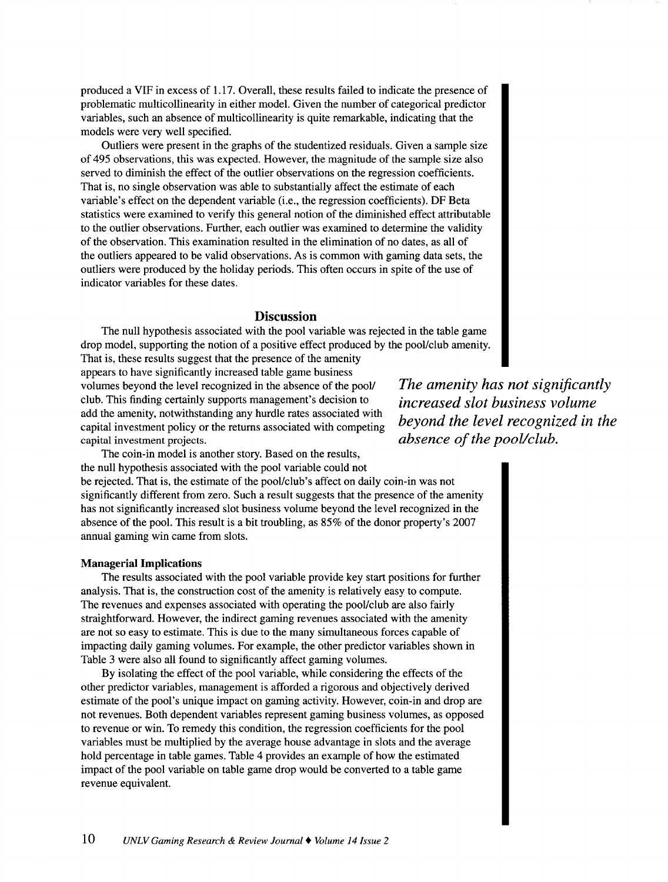produced a VIF in excess of 1.17. Overall, these results failed to indicate the presence of problematic multicollinearity in either model. Given the number of categorical predictor variables, such an absence of multicollinearity is quite remarkable, indicating that the models were very well specified.

Outliers were present in the graphs of the studentized residuals. Given a sample size of 495 observations, this was expected. However, the magnitude of the sample size also served to diminish the effect of the outlier observations on the regression coefficients. That is, no single observation was able to substantially affect the estimate of each variable's effect on the dependent variable (i.e., the regression coefficients). DF Beta statistics were examined to verify this general notion of the diminished effect attributable to the outlier observations. Further, each outlier was examined to determine the validity of the observation. This examination resulted in the elimination of no dates, as all of the outliers appeared to be valid observations. As is common with gaming data sets, the outliers were produced by the holiday periods. This often occurs in spite of the use of indicator variables for these dates.

## Discussion

The null hypothesis associated with the pool variable was rejected in the table game drop model, supporting the notion of a positive effect produced by the pool/club amenity. That is, these results suggest that the presence of the amenity appears to have significantly increased table game business volumes beyond the level recognized in the absence of the pool/club. This finding certainly supports management's decision to add the amenity, notwithstanding any hurdle rates associated with capital investment policy or the returns associated with competing capital investment projects.

*The amenity has not significantly increased slot business volume beyond the level recognized in the absence of the pool/club.*

The coin-in model is another story. Based on the results, the null hypothesis associated with the pool variable could not be rejected. That is, the estimate of the pool/club's affect on daily coin-in was not significantly different from zero. Such a result suggests that the presence of the amenity has not significantly increased slot business volume beyond the level recognized in the absence of the pool. This result is a bit troubling, as 85% of the donor property's 2007 annual gaming win came from slots.

### Managerial Implications

The results associated with the pool variable provide key start positions for further analysis. That is, the construction cost of the amenity is relatively easy to compute. The revenues and expenses associated with operating the pool/club are also fairly straightforward. However, the indirect gaming revenues associated with the amenity are not so easy to estimate. This is due to the many simultaneous forces capable of impacting daily gaming volumes. For example, the other predictor variables shown in Table 3 were also all found to significantly affect gaming volumes.

By isolating the effect of the pool variable, while considering the effects of the other predictor variables, management is afforded a rigorous and objectively derived estimate of the pool's unique impact on gaming activity. However, coin-in and drop are not revenues. Both dependent variables represent gaming business volumes, as opposed to revenue or win. To remedy this condition, the regression coefficients for the pool variables must be multiplied by the average house advantage in slots and the average hold percentage in table games. Table 4 provides an example of how the estimated impact of the pool variable on table game drop would be converted to a table game revenue equivalent.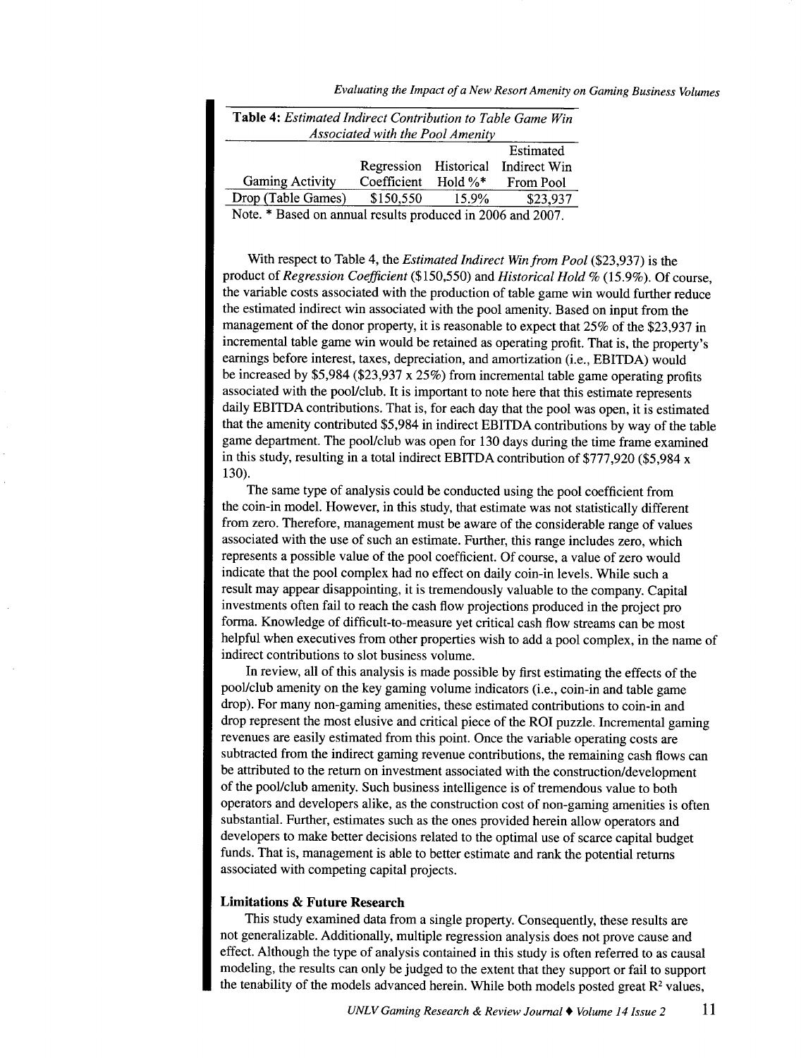**Table 4:** *Estimated Indirect Contribution to Table Game Win Associated with the Pool Amenity*

| Gaming Activity | Regression Coefficient | Historical Hold %* | Estimated Indirect Win From Pool |
|---|---|---|---|
| Drop (Table Games) | $150,550 | 15.9% | $23,937 |

Note. * Based on annual results produced in 2006 and 2007.

With respect to Table 4, the *Estimated Indirect Win from Pool* ($23,937) is the product of *Regression Coefficient* ($150,550) and *Historical Hold %* (15.9%). Of course, the variable costs associated with the production of table game win would further reduce the estimated indirect win associated with the pool amenity. Based on input from the management of the donor property, it is reasonable to expect that 25% of the $23,937 in incremental table game win would be retained as operating profit. That is, the property's earnings before interest, taxes, depreciation, and amortization (i.e., EBITDA) would be increased by $5,984 ($23,937 x 25%) from incremental table game operating profits associated with the pool/club. It is important to note here that this estimate represents daily EBITDA contributions. That is, for each day that the pool was open, it is estimated that the amenity contributed $5,984 in indirect EBITDA contributions by way of the table game department. The pool/club was open for 130 days during the time frame examined in this study, resulting in a total indirect EBITDA contribution of $777,920 ($5,984 x 130).

The same type of analysis could be conducted using the pool coefficient from the coin-in model. However, in this study, that estimate was not statistically different from zero. Therefore, management must be aware of the considerable range of values associated with the use of such an estimate. Further, this range includes zero, which represents a possible value of the pool coefficient. Of course, a value of zero would indicate that the pool complex had no effect on daily coin-in levels. While such a result may appear disappointing, it is tremendously valuable to the company. Capital investments often fail to reach the cash flow projections produced in the project pro forma. Knowledge of difficult-to-measure yet critical cash flow streams can be most helpful when executives from other properties wish to add a pool complex, in the name of indirect contributions to slot business volume.

In review, all of this analysis is made possible by first estimating the effects of the pool/club amenity on the key gaming volume indicators (i.e., coin-in and table game drop). For many non-gaming amenities, these estimated contributions to coin-in and drop represent the most elusive and critical piece of the ROI puzzle. Incremental gaming revenues are easily estimated from this point. Once the variable operating costs are subtracted from the indirect gaming revenue contributions, the remaining cash flows can be attributed to the return on investment associated with the construction/development of the pool/club amenity. Such business intelligence is of tremendous value to both operators and developers alike, as the construction cost of non-gaming amenities is often substantial. Further, estimates such as the ones provided herein allow operators and developers to make better decisions related to the optimal use of scarce capital budget funds. That is, management is able to better estimate and rank the potential returns associated with competing capital projects.

### Limitations & Future Research

This study examined data from a single property. Consequently, these results are not generalizable. Additionally, multiple regression analysis does not prove cause and effect. Although the type of analysis contained in this study is often referred to as causal modeling, the results can only be judged to the extent that they support or fail to support the tenability of the models advanced herein. While both models posted great $R^2$ values,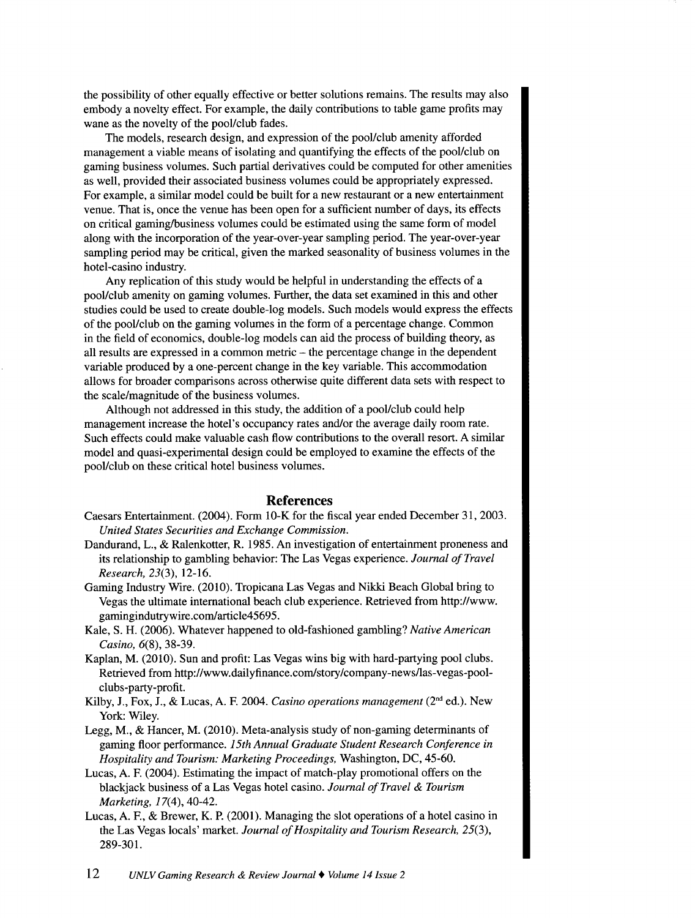the possibility of other equally effective or better solutions remains. The results may also embody a novelty effect. For example, the daily contributions to table game profits may wane as the novelty of the pool/club fades.

The models, research design, and expression of the pool/club amenity afforded management a viable means of isolating and quantifying the effects of the pool/club on gaming business volumes. Such partial derivatives could be computed for other amenities as well, provided their associated business volumes could be appropriately expressed. For example, a similar model could be built for a new restaurant or a new entertainment venue. That is, once the venue has been open for a sufficient number of days, its effects on critical gaming/business volumes could be estimated using the same form of model along with the incorporation of the year-over-year sampling period. The year-over-year sampling period may be critical, given the marked seasonality of business volumes in the hotel-casino industry.

Any replication of this study would be helpful in understanding the effects of a pool/club amenity on gaming volumes. Further, the data set examined in this and other studies could be used to create double-log models. Such models would express the effects of the pool/club on the gaming volumes in the form of a percentage change. Common in the field of economics, double-log models can aid the process of building theory, as all results are expressed in a common metric – the percentage change in the dependent variable produced by a one-percent change in the key variable. This accommodation allows for broader comparisons across otherwise quite different data sets with respect to the scale/magnitude of the business volumes.

Although not addressed in this study, the addition of a pool/club could help management increase the hotel's occupancy rates and/or the average daily room rate. Such effects could make valuable cash flow contributions to the overall resort. A similar model and quasi-experimental design could be employed to examine the effects of the pool/club on these critical hotel business volumes.

## References

Caesars Entertainment. (2004). Form 10-K for the fiscal year ended December 31, 2003. *United States Securities and Exchange Commission.*

Dandurand, L., & Ralenkotter, R. 1985. An investigation of entertainment proneness and its relationship to gambling behavior: The Las Vegas experience. *Journal of Travel Research, 23*(3), 12-16.

Gaming Industry Wire. (2010). Tropicana Las Vegas and Nikki Beach Global bring to Vegas the ultimate international beach club experience. Retrieved from http://www.gamingindutrywire.com/article45695.

Kale, S. H. (2006). Whatever happened to old-fashioned gambling? *Native American Casino, 6*(8), 38-39.

Kaplan, M. (2010). Sun and profit: Las Vegas wins big with hard-partying pool clubs. Retrieved from http://www.dailyfinance.com/story/company-news/las-vegas-pool-clubs-party-profit.

Kilby, J., Fox, J., & Lucas, A. F. 2004. *Casino operations management* (2nd ed.). New York: Wiley.

Legg, M., & Hancer, M. (2010). Meta-analysis study of non-gaming determinants of gaming floor performance. *15th Annual Graduate Student Research Conference in Hospitality and Tourism: Marketing Proceedings,* Washington, DC, 45-60.

Lucas, A. F. (2004). Estimating the impact of match-play promotional offers on the blackjack business of a Las Vegas hotel casino. *Journal of Travel & Tourism Marketing, 17*(4), 40-42.

Lucas, A. F., & Brewer, K. P. (2001). Managing the slot operations of a hotel casino in the Las Vegas locals' market. *Journal of Hospitality and Tourism Research, 25*(3), 289-301.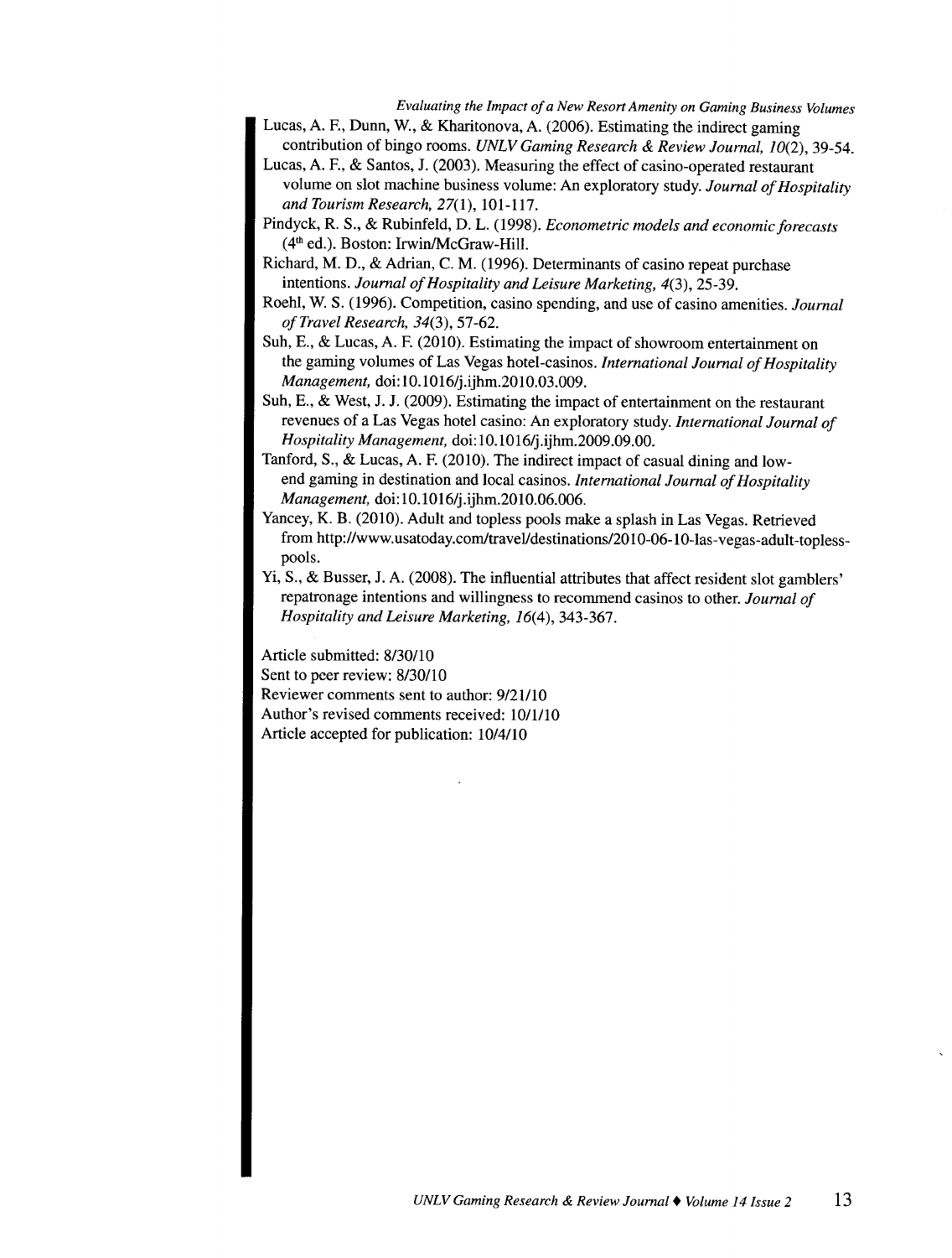Lucas, A. F., Dunn, W., & Kharitonova, A. (2006). Estimating the indirect gaming contribution of bingo rooms. *UNLV Gaming Research & Review Journal, 10*(2), 39-54.

Lucas, A. F., & Santos, J. (2003). Measuring the effect of casino-operated restaurant volume on slot machine business volume: An exploratory study. *Journal of Hospitality and Tourism Research, 27*(1), 101-117.

Pindyck, R. S., & Rubinfeld, D. L. (1998). *Econometric models and economic forecasts* (4th ed.). Boston: Irwin/McGraw-Hill.

Richard, M. D., & Adrian, C. M. (1996). Determinants of casino repeat purchase intentions. *Journal of Hospitality and Leisure Marketing, 4*(3), 25-39.

Roehl, W. S. (1996). Competition, casino spending, and use of casino amenities. *Journal of Travel Research, 34*(3), 57-62.

Suh, E., & Lucas, A. F. (2010). Estimating the impact of showroom entertainment on the gaming volumes of Las Vegas hotel-casinos. *International Journal of Hospitality Management,* doi:10.1016/j.ijhm.2010.03.009.

Suh, E., & West, J. J. (2009). Estimating the impact of entertainment on the restaurant revenues of a Las Vegas hotel casino: An exploratory study. *International Journal of Hospitality Management,* doi:10.1016/j.ijhm.2009.09.00.

Tanford, S., & Lucas, A. F. (2010). The indirect impact of casual dining and low-end gaming in destination and local casinos. *International Journal of Hospitality Management,* doi:10.1016/j.ijhm.2010.06.006.

Yancey, K. B. (2010). Adult and topless pools make a splash in Las Vegas. Retrieved from http://www.usatoday.com/travel/destinations/2010-06-10-las-vegas-adult-topless-pools.

Yi, S., & Busser, J. A. (2008). The influential attributes that affect resident slot gamblers' repatronage intentions and willingness to recommend casinos to other. *Journal of Hospitality and Leisure Marketing, 16*(4), 343-367.

Article submitted: 8/30/10
Sent to peer review: 8/30/10
Reviewer comments sent to author: 9/21/10
Author's revised comments received: 10/1/10
Article accepted for publication: 10/4/10